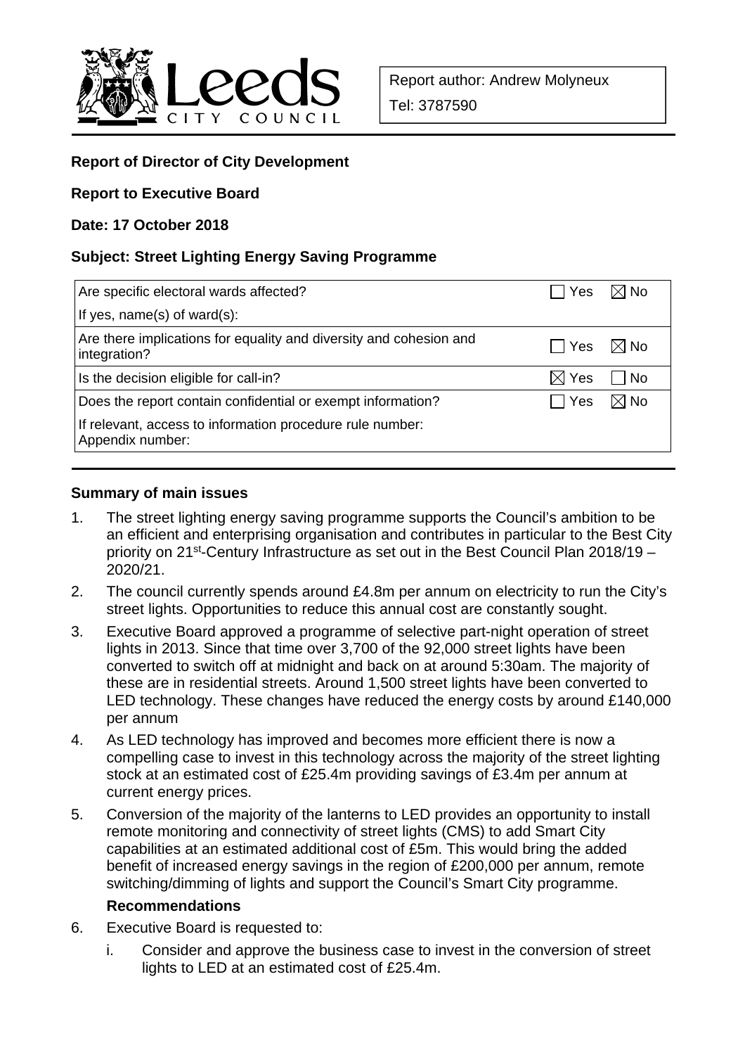Leeds CITY COUNCIL

Report author: Andrew Molyneux

Tel: 3787590

**Report of Director of City Development**

**Report to Executive Board**

**Date: 17 October 2018**

**Subject: Street Lighting Energy Saving Programme**

| | | |
|---|---|---|
| Are specific electoral wards affected? | ☐ Yes | ☒ No |
| If yes, name(s) of ward(s): | | |
| Are there implications for equality and diversity and cohesion and integration? | ☐ Yes | ☒ No |
| Is the decision eligible for call-in? | ☒ Yes | ☐ No |
| Does the report contain confidential or exempt information? | ☐ Yes | ☒ No |
| If relevant, access to information procedure rule number: Appendix number: | | |

**Summary of main issues**

1. The street lighting energy saving programme supports the Council's ambition to be an efficient and enterprising organisation and contributes in particular to the Best City priority on 21st-Century Infrastructure as set out in the Best Council Plan 2018/19 – 2020/21.
2. The council currently spends around £4.8m per annum on electricity to run the City's street lights. Opportunities to reduce this annual cost are constantly sought.
3. Executive Board approved a programme of selective part-night operation of street lights in 2013. Since that time over 3,700 of the 92,000 street lights have been converted to switch off at midnight and back on at around 5:30am. The majority of these are in residential streets. Around 1,500 street lights have been converted to LED technology. These changes have reduced the energy costs by around £140,000 per annum
4. As LED technology has improved and becomes more efficient there is now a compelling case to invest in this technology across the majority of the street lighting stock at an estimated cost of £25.4m providing savings of £3.4m per annum at current energy prices.
5. Conversion of the majority of the lanterns to LED provides an opportunity to install remote monitoring and connectivity of street lights (CMS) to add Smart City capabilities at an estimated additional cost of £5m. This would bring the added benefit of increased energy savings in the region of £200,000 per annum, remote switching/dimming of lights and support the Council's Smart City programme.

**Recommendations**

6. Executive Board is requested to:
   i. Consider and approve the business case to invest in the conversion of street lights to LED at an estimated cost of £25.4m.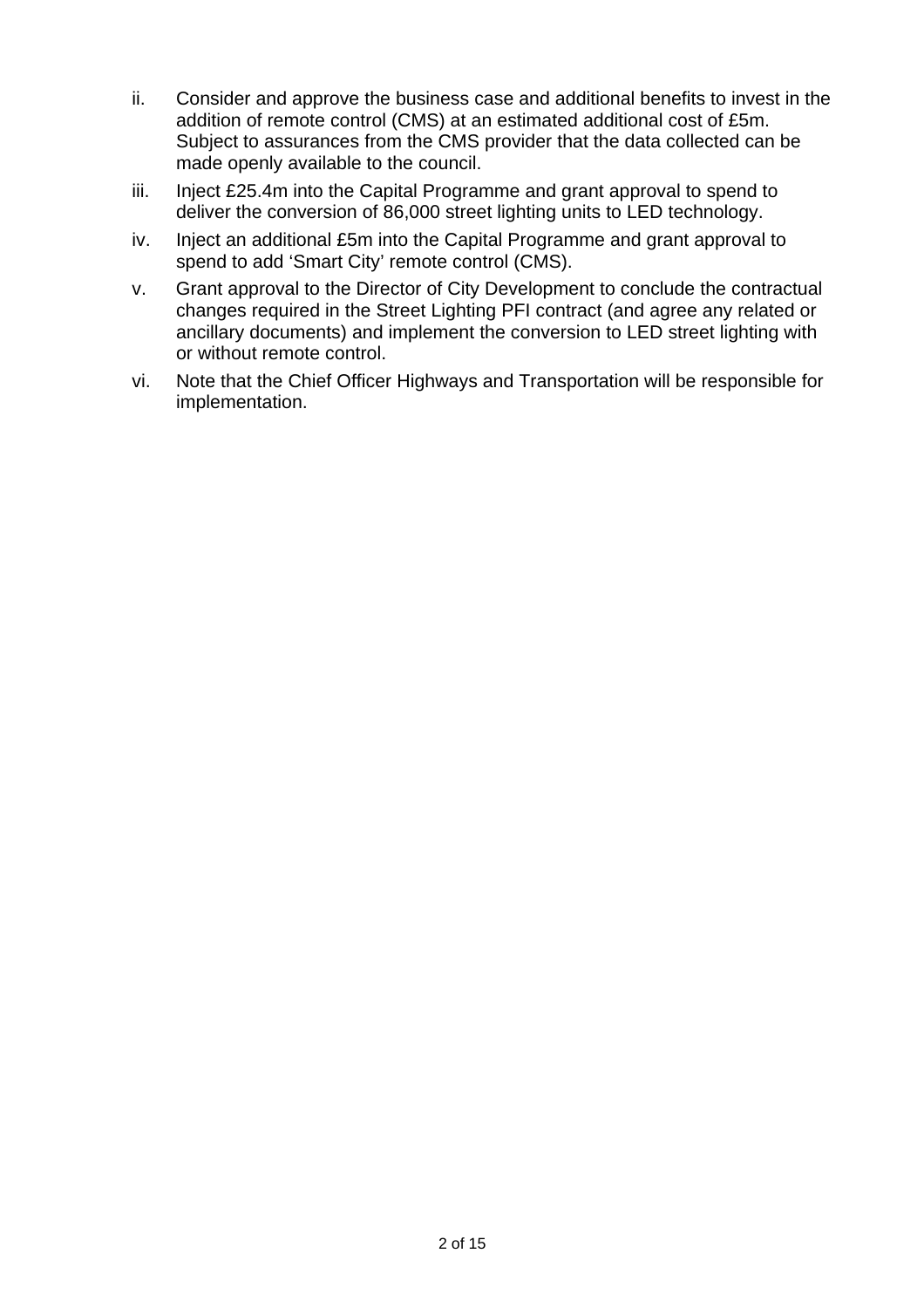ii. Consider and approve the business case and additional benefits to invest in the addition of remote control (CMS) at an estimated additional cost of £5m. Subject to assurances from the CMS provider that the data collected can be made openly available to the council.

iii. Inject £25.4m into the Capital Programme and grant approval to spend to deliver the conversion of 86,000 street lighting units to LED technology.

iv. Inject an additional £5m into the Capital Programme and grant approval to spend to add 'Smart City' remote control (CMS).

v. Grant approval to the Director of City Development to conclude the contractual changes required in the Street Lighting PFI contract (and agree any related or ancillary documents) and implement the conversion to LED street lighting with or without remote control.

vi. Note that the Chief Officer Highways and Transportation will be responsible for implementation.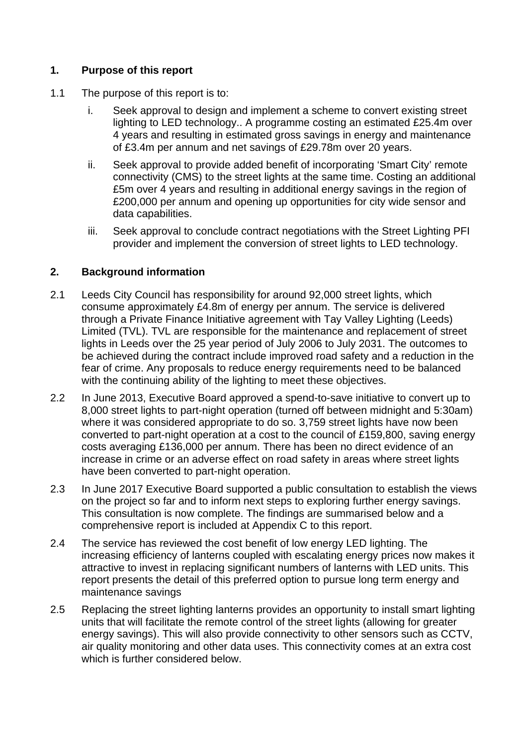## 1. Purpose of this report

1.1 The purpose of this report is to:

i. Seek approval to design and implement a scheme to convert existing street lighting to LED technology.. A programme costing an estimated £25.4m over 4 years and resulting in estimated gross savings in energy and maintenance of £3.4m per annum and net savings of £29.78m over 20 years.

ii. Seek approval to provide added benefit of incorporating 'Smart City' remote connectivity (CMS) to the street lights at the same time. Costing an additional £5m over 4 years and resulting in additional energy savings in the region of £200,000 per annum and opening up opportunities for city wide sensor and data capabilities.

iii. Seek approval to conclude contract negotiations with the Street Lighting PFI provider and implement the conversion of street lights to LED technology.

## 2. Background information

2.1 Leeds City Council has responsibility for around 92,000 street lights, which consume approximately £4.8m of energy per annum. The service is delivered through a Private Finance Initiative agreement with Tay Valley Lighting (Leeds) Limited (TVL). TVL are responsible for the maintenance and replacement of street lights in Leeds over the 25 year period of July 2006 to July 2031. The outcomes to be achieved during the contract include improved road safety and a reduction in the fear of crime. Any proposals to reduce energy requirements need to be balanced with the continuing ability of the lighting to meet these objectives.

2.2 In June 2013, Executive Board approved a spend-to-save initiative to convert up to 8,000 street lights to part-night operation (turned off between midnight and 5:30am) where it was considered appropriate to do so. 3,759 street lights have now been converted to part-night operation at a cost to the council of £159,800, saving energy costs averaging £136,000 per annum. There has been no direct evidence of an increase in crime or an adverse effect on road safety in areas where street lights have been converted to part-night operation.

2.3 In June 2017 Executive Board supported a public consultation to establish the views on the project so far and to inform next steps to exploring further energy savings. This consultation is now complete. The findings are summarised below and a comprehensive report is included at Appendix C to this report.

2.4 The service has reviewed the cost benefit of low energy LED lighting. The increasing efficiency of lanterns coupled with escalating energy prices now makes it attractive to invest in replacing significant numbers of lanterns with LED units. This report presents the detail of this preferred option to pursue long term energy and maintenance savings

2.5 Replacing the street lighting lanterns provides an opportunity to install smart lighting units that will facilitate the remote control of the street lights (allowing for greater energy savings). This will also provide connectivity to other sensors such as CCTV, air quality monitoring and other data uses. This connectivity comes at an extra cost which is further considered below.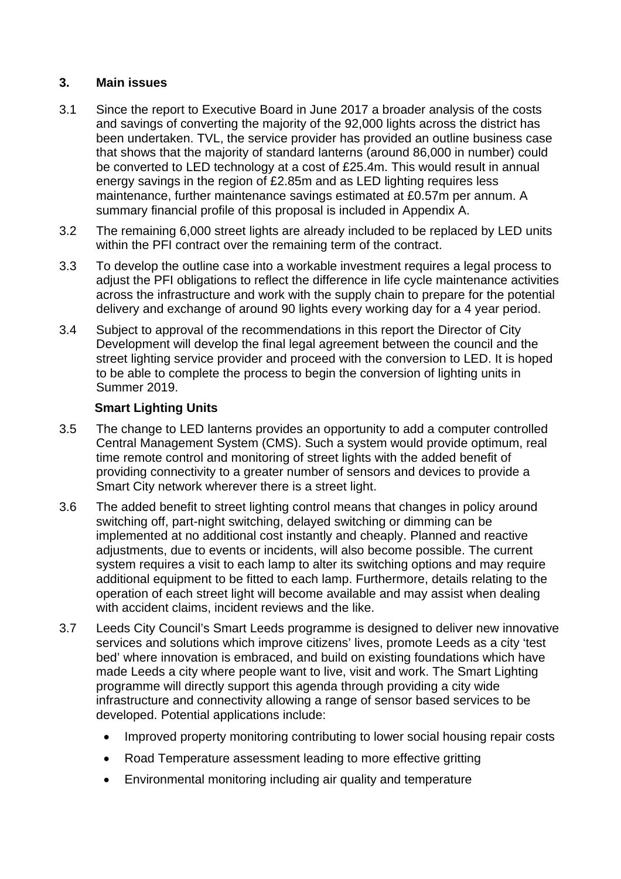## 3. Main issues

3.1 Since the report to Executive Board in June 2017 a broader analysis of the costs and savings of converting the majority of the 92,000 lights across the district has been undertaken. TVL, the service provider has provided an outline business case that shows that the majority of standard lanterns (around 86,000 in number) could be converted to LED technology at a cost of £25.4m. This would result in annual energy savings in the region of £2.85m and as LED lighting requires less maintenance, further maintenance savings estimated at £0.57m per annum. A summary financial profile of this proposal is included in Appendix A.

3.2 The remaining 6,000 street lights are already included to be replaced by LED units within the PFI contract over the remaining term of the contract.

3.3 To develop the outline case into a workable investment requires a legal process to adjust the PFI obligations to reflect the difference in life cycle maintenance activities across the infrastructure and work with the supply chain to prepare for the potential delivery and exchange of around 90 lights every working day for a 4 year period.

3.4 Subject to approval of the recommendations in this report the Director of City Development will develop the final legal agreement between the council and the street lighting service provider and proceed with the conversion to LED. It is hoped to be able to complete the process to begin the conversion of lighting units in Summer 2019.

### Smart Lighting Units

3.5 The change to LED lanterns provides an opportunity to add a computer controlled Central Management System (CMS). Such a system would provide optimum, real time remote control and monitoring of street lights with the added benefit of providing connectivity to a greater number of sensors and devices to provide a Smart City network wherever there is a street light.

3.6 The added benefit to street lighting control means that changes in policy around switching off, part-night switching, delayed switching or dimming can be implemented at no additional cost instantly and cheaply. Planned and reactive adjustments, due to events or incidents, will also become possible. The current system requires a visit to each lamp to alter its switching options and may require additional equipment to be fitted to each lamp. Furthermore, details relating to the operation of each street light will become available and may assist when dealing with accident claims, incident reviews and the like.

3.7 Leeds City Council's Smart Leeds programme is designed to deliver new innovative services and solutions which improve citizens' lives, promote Leeds as a city 'test bed' where innovation is embraced, and build on existing foundations which have made Leeds a city where people want to live, visit and work. The Smart Lighting programme will directly support this agenda through providing a city wide infrastructure and connectivity allowing a range of sensor based services to be developed. Potential applications include:

- Improved property monitoring contributing to lower social housing repair costs
- Road Temperature assessment leading to more effective gritting
- Environmental monitoring including air quality and temperature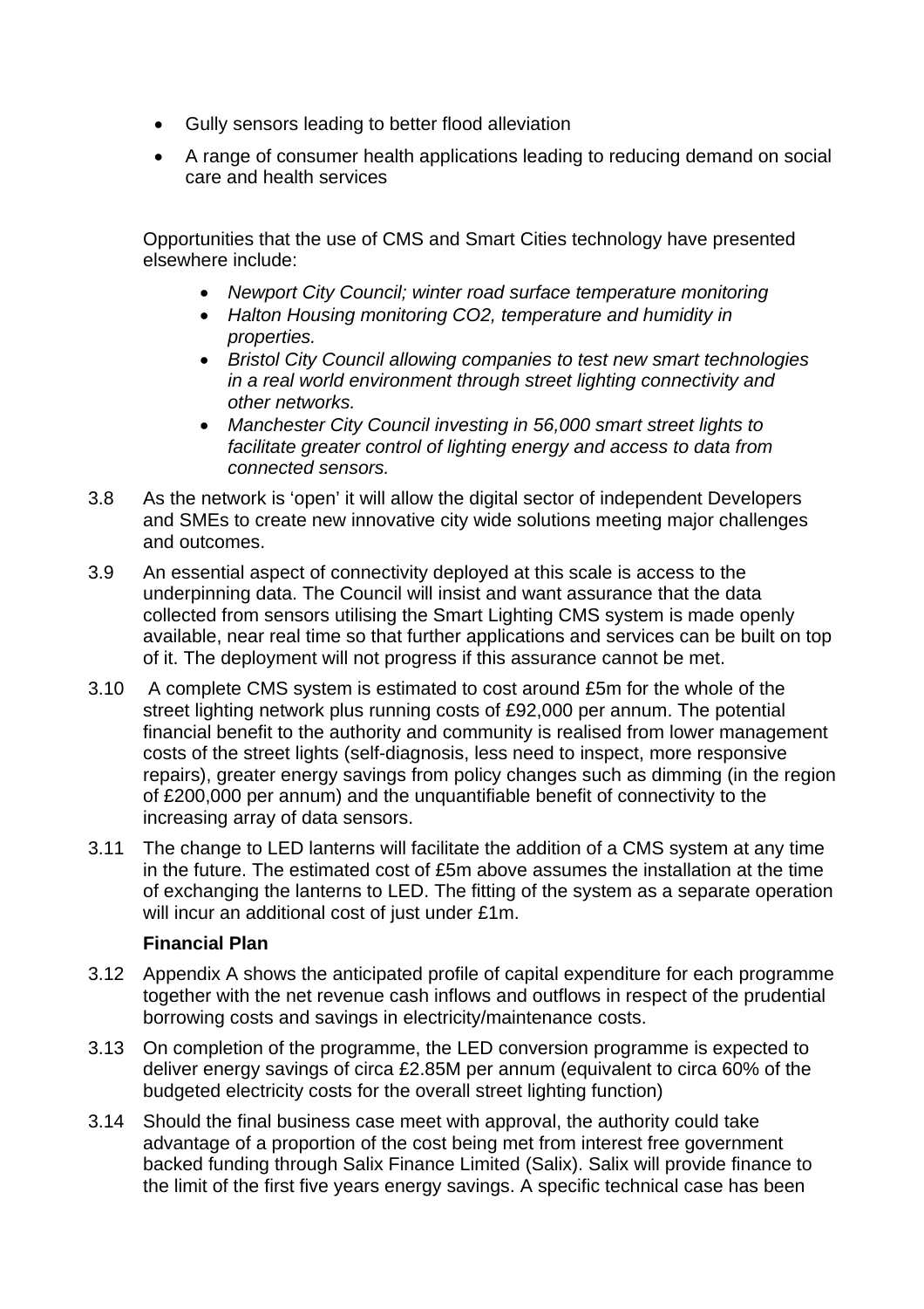- Gully sensors leading to better flood alleviation
- A range of consumer health applications leading to reducing demand on social care and health services

Opportunities that the use of CMS and Smart Cities technology have presented elsewhere include:

- *Newport City Council; winter road surface temperature monitoring*
- *Halton Housing monitoring CO2, temperature and humidity in properties.*
- *Bristol City Council allowing companies to test new smart technologies in a real world environment through street lighting connectivity and other networks.*
- *Manchester City Council investing in 56,000 smart street lights to facilitate greater control of lighting energy and access to data from connected sensors.*

3.8 As the network is 'open' it will allow the digital sector of independent Developers and SMEs to create new innovative city wide solutions meeting major challenges and outcomes.

3.9 An essential aspect of connectivity deployed at this scale is access to the underpinning data. The Council will insist and want assurance that the data collected from sensors utilising the Smart Lighting CMS system is made openly available, near real time so that further applications and services can be built on top of it. The deployment will not progress if this assurance cannot be met.

3.10 A complete CMS system is estimated to cost around £5m for the whole of the street lighting network plus running costs of £92,000 per annum. The potential financial benefit to the authority and community is realised from lower management costs of the street lights (self-diagnosis, less need to inspect, more responsive repairs), greater energy savings from policy changes such as dimming (in the region of £200,000 per annum) and the unquantifiable benefit of connectivity to the increasing array of data sensors.

3.11 The change to LED lanterns will facilitate the addition of a CMS system at any time in the future. The estimated cost of £5m above assumes the installation at the time of exchanging the lanterns to LED. The fitting of the system as a separate operation will incur an additional cost of just under £1m.

**Financial Plan**

3.12 Appendix A shows the anticipated profile of capital expenditure for each programme together with the net revenue cash inflows and outflows in respect of the prudential borrowing costs and savings in electricity/maintenance costs.

3.13 On completion of the programme, the LED conversion programme is expected to deliver energy savings of circa £2.85M per annum (equivalent to circa 60% of the budgeted electricity costs for the overall street lighting function)

3.14 Should the final business case meet with approval, the authority could take advantage of a proportion of the cost being met from interest free government backed funding through Salix Finance Limited (Salix). Salix will provide finance to the limit of the first five years energy savings. A specific technical case has been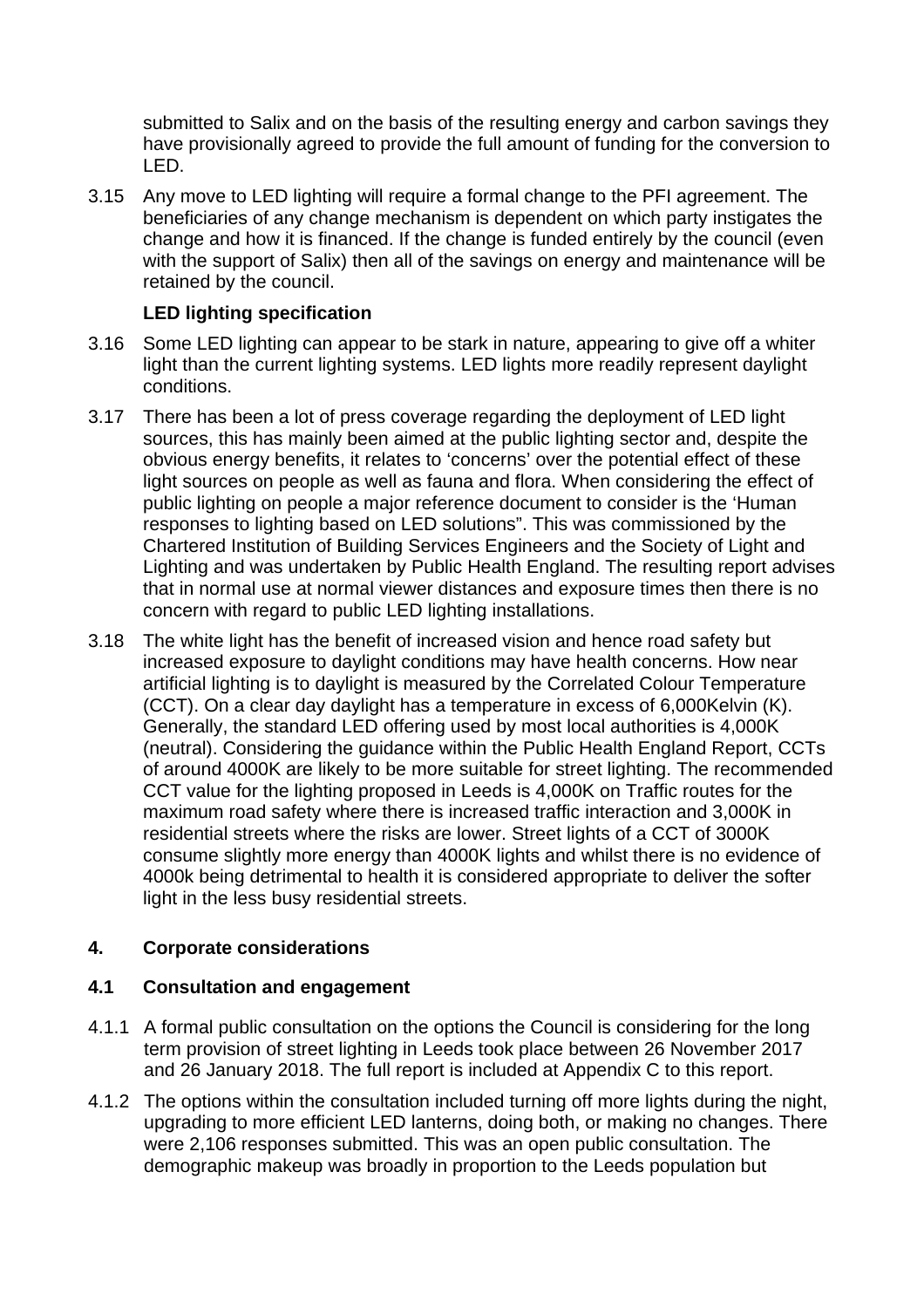submitted to Salix and on the basis of the resulting energy and carbon savings they have provisionally agreed to provide the full amount of funding for the conversion to LED.

3.15 Any move to LED lighting will require a formal change to the PFI agreement. The beneficiaries of any change mechanism is dependent on which party instigates the change and how it is financed. If the change is funded entirely by the council (even with the support of Salix) then all of the savings on energy and maintenance will be retained by the council.

**LED lighting specification**

3.16 Some LED lighting can appear to be stark in nature, appearing to give off a whiter light than the current lighting systems. LED lights more readily represent daylight conditions.

3.17 There has been a lot of press coverage regarding the deployment of LED light sources, this has mainly been aimed at the public lighting sector and, despite the obvious energy benefits, it relates to 'concerns' over the potential effect of these light sources on people as well as fauna and flora. When considering the effect of public lighting on people a major reference document to consider is the 'Human responses to lighting based on LED solutions". This was commissioned by the Chartered Institution of Building Services Engineers and the Society of Light and Lighting and was undertaken by Public Health England. The resulting report advises that in normal use at normal viewer distances and exposure times then there is no concern with regard to public LED lighting installations.

3.18 The white light has the benefit of increased vision and hence road safety but increased exposure to daylight conditions may have health concerns. How near artificial lighting is to daylight is measured by the Correlated Colour Temperature (CCT). On a clear day daylight has a temperature in excess of 6,000Kelvin (K). Generally, the standard LED offering used by most local authorities is 4,000K (neutral). Considering the guidance within the Public Health England Report, CCTs of around 4000K are likely to be more suitable for street lighting. The recommended CCT value for the lighting proposed in Leeds is 4,000K on Traffic routes for the maximum road safety where there is increased traffic interaction and 3,000K in residential streets where the risks are lower. Street lights of a CCT of 3000K consume slightly more energy than 4000K lights and whilst there is no evidence of 4000k being detrimental to health it is considered appropriate to deliver the softer light in the less busy residential streets.

## 4. Corporate considerations

### 4.1 Consultation and engagement

4.1.1 A formal public consultation on the options the Council is considering for the long term provision of street lighting in Leeds took place between 26 November 2017 and 26 January 2018. The full report is included at Appendix C to this report.

4.1.2 The options within the consultation included turning off more lights during the night, upgrading to more efficient LED lanterns, doing both, or making no changes. There were 2,106 responses submitted. This was an open public consultation. The demographic makeup was broadly in proportion to the Leeds population but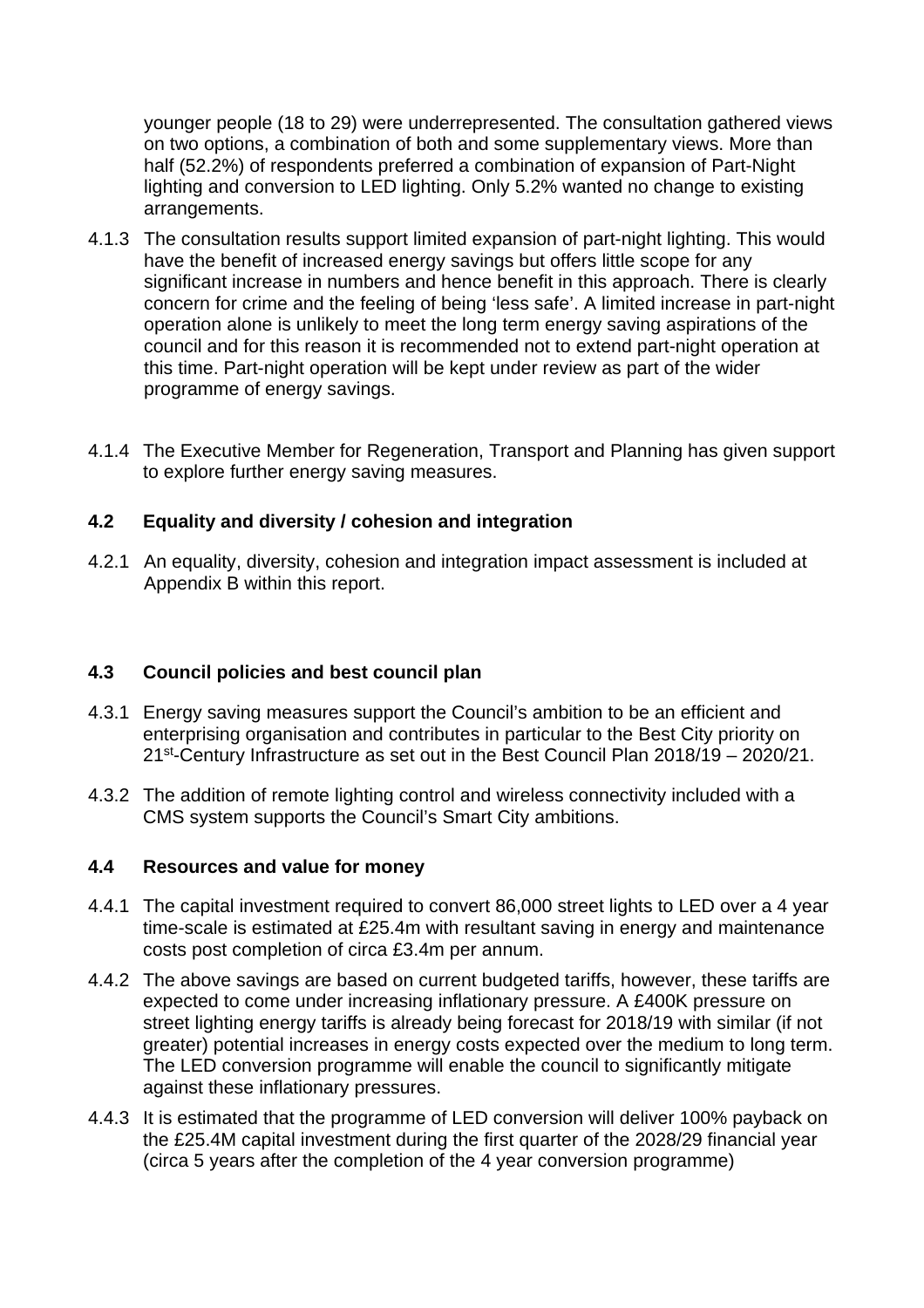younger people (18 to 29) were underrepresented. The consultation gathered views on two options, a combination of both and some supplementary views. More than half (52.2%) of respondents preferred a combination of expansion of Part-Night lighting and conversion to LED lighting. Only 5.2% wanted no change to existing arrangements.

4.1.3 The consultation results support limited expansion of part-night lighting. This would have the benefit of increased energy savings but offers little scope for any significant increase in numbers and hence benefit in this approach. There is clearly concern for crime and the feeling of being 'less safe'. A limited increase in part-night operation alone is unlikely to meet the long term energy saving aspirations of the council and for this reason it is recommended not to extend part-night operation at this time. Part-night operation will be kept under review as part of the wider programme of energy savings.

4.1.4 The Executive Member for Regeneration, Transport and Planning has given support to explore further energy saving measures.

## 4.2 Equality and diversity / cohesion and integration

4.2.1 An equality, diversity, cohesion and integration impact assessment is included at Appendix B within this report.

## 4.3 Council policies and best council plan

4.3.1 Energy saving measures support the Council's ambition to be an efficient and enterprising organisation and contributes in particular to the Best City priority on 21st-Century Infrastructure as set out in the Best Council Plan 2018/19 – 2020/21.

4.3.2 The addition of remote lighting control and wireless connectivity included with a CMS system supports the Council's Smart City ambitions.

## 4.4 Resources and value for money

4.4.1 The capital investment required to convert 86,000 street lights to LED over a 4 year time-scale is estimated at £25.4m with resultant saving in energy and maintenance costs post completion of circa £3.4m per annum.

4.4.2 The above savings are based on current budgeted tariffs, however, these tariffs are expected to come under increasing inflationary pressure. A £400K pressure on street lighting energy tariffs is already being forecast for 2018/19 with similar (if not greater) potential increases in energy costs expected over the medium to long term. The LED conversion programme will enable the council to significantly mitigate against these inflationary pressures.

4.4.3 It is estimated that the programme of LED conversion will deliver 100% payback on the £25.4M capital investment during the first quarter of the 2028/29 financial year (circa 5 years after the completion of the 4 year conversion programme)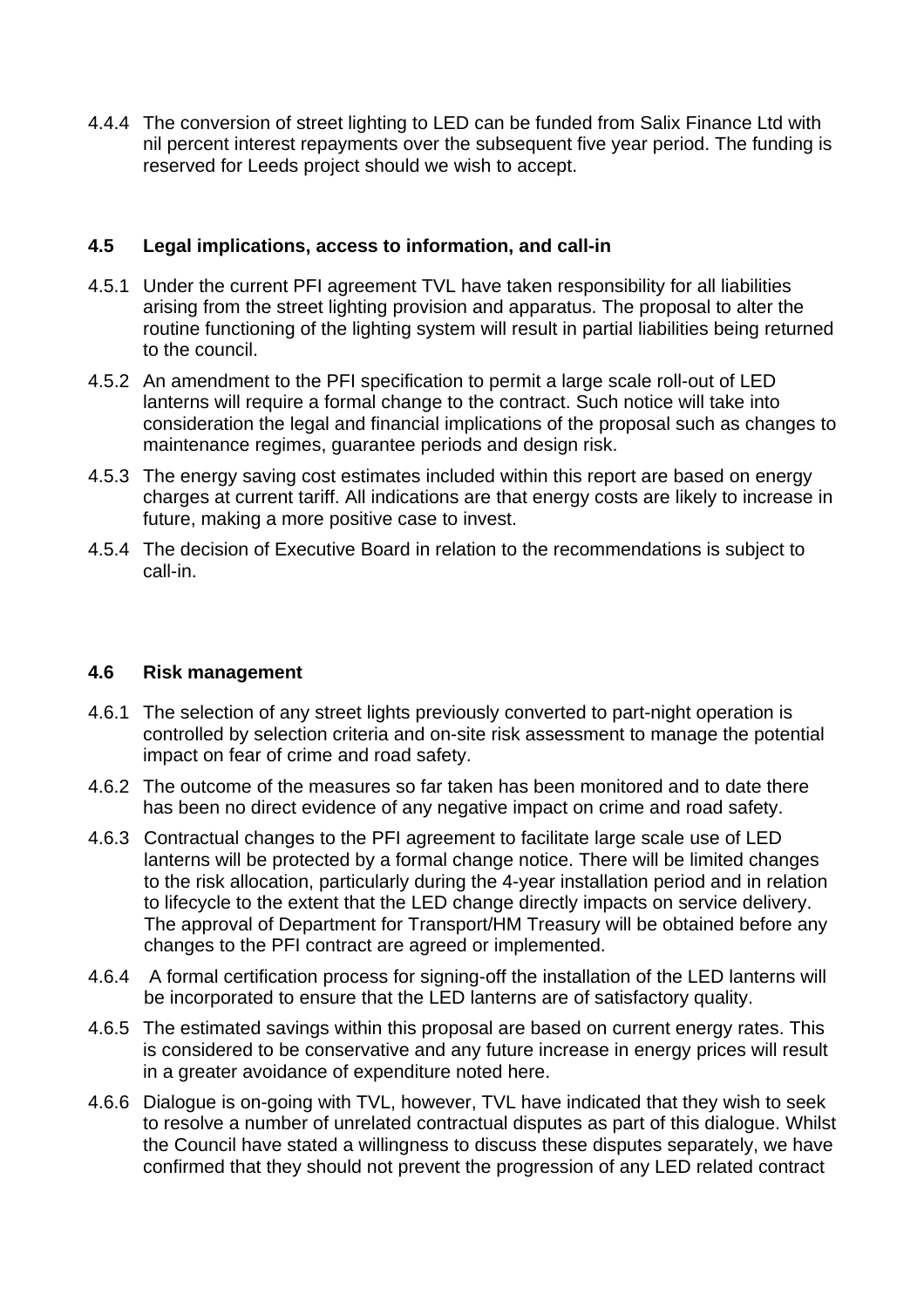4.4.4 The conversion of street lighting to LED can be funded from Salix Finance Ltd with nil percent interest repayments over the subsequent five year period. The funding is reserved for Leeds project should we wish to accept.

**4.5 Legal implications, access to information, and call-in**

4.5.1 Under the current PFI agreement TVL have taken responsibility for all liabilities arising from the street lighting provision and apparatus. The proposal to alter the routine functioning of the lighting system will result in partial liabilities being returned to the council.

4.5.2 An amendment to the PFI specification to permit a large scale roll-out of LED lanterns will require a formal change to the contract. Such notice will take into consideration the legal and financial implications of the proposal such as changes to maintenance regimes, guarantee periods and design risk.

4.5.3 The energy saving cost estimates included within this report are based on energy charges at current tariff. All indications are that energy costs are likely to increase in future, making a more positive case to invest.

4.5.4 The decision of Executive Board in relation to the recommendations is subject to call-in.

**4.6 Risk management**

4.6.1 The selection of any street lights previously converted to part-night operation is controlled by selection criteria and on-site risk assessment to manage the potential impact on fear of crime and road safety.

4.6.2 The outcome of the measures so far taken has been monitored and to date there has been no direct evidence of any negative impact on crime and road safety.

4.6.3 Contractual changes to the PFI agreement to facilitate large scale use of LED lanterns will be protected by a formal change notice. There will be limited changes to the risk allocation, particularly during the 4-year installation period and in relation to lifecycle to the extent that the LED change directly impacts on service delivery. The approval of Department for Transport/HM Treasury will be obtained before any changes to the PFI contract are agreed or implemented.

4.6.4 A formal certification process for signing-off the installation of the LED lanterns will be incorporated to ensure that the LED lanterns are of satisfactory quality.

4.6.5 The estimated savings within this proposal are based on current energy rates. This is considered to be conservative and any future increase in energy prices will result in a greater avoidance of expenditure noted here.

4.6.6 Dialogue is on-going with TVL, however, TVL have indicated that they wish to seek to resolve a number of unrelated contractual disputes as part of this dialogue. Whilst the Council have stated a willingness to discuss these disputes separately, we have confirmed that they should not prevent the progression of any LED related contract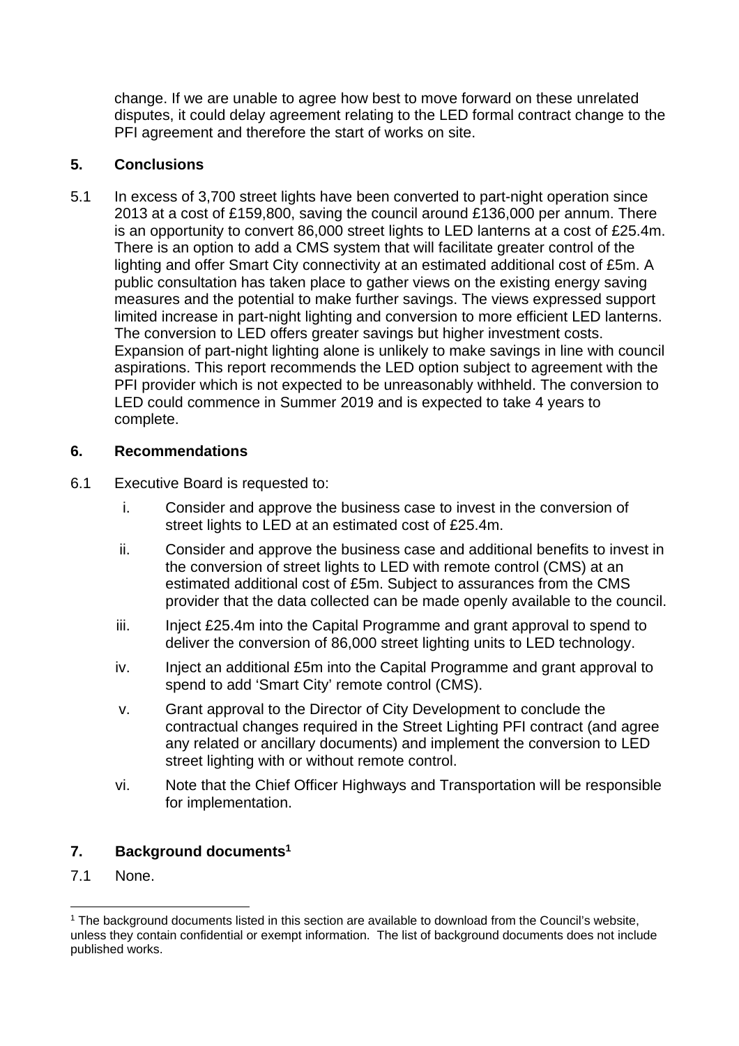change. If we are unable to agree how best to move forward on these unrelated disputes, it could delay agreement relating to the LED formal contract change to the PFI agreement and therefore the start of works on site.

## 5. Conclusions

5.1 In excess of 3,700 street lights have been converted to part-night operation since 2013 at a cost of £159,800, saving the council around £136,000 per annum. There is an opportunity to convert 86,000 street lights to LED lanterns at a cost of £25.4m. There is an option to add a CMS system that will facilitate greater control of the lighting and offer Smart City connectivity at an estimated additional cost of £5m. A public consultation has taken place to gather views on the existing energy saving measures and the potential to make further savings. The views expressed support limited increase in part-night lighting and conversion to more efficient LED lanterns. The conversion to LED offers greater savings but higher investment costs. Expansion of part-night lighting alone is unlikely to make savings in line with council aspirations. This report recommends the LED option subject to agreement with the PFI provider which is not expected to be unreasonably withheld. The conversion to LED could commence in Summer 2019 and is expected to take 4 years to complete.

## 6. Recommendations

6.1 Executive Board is requested to:

i. Consider and approve the business case to invest in the conversion of street lights to LED at an estimated cost of £25.4m.

ii. Consider and approve the business case and additional benefits to invest in the conversion of street lights to LED with remote control (CMS) at an estimated additional cost of £5m. Subject to assurances from the CMS provider that the data collected can be made openly available to the council.

iii. Inject £25.4m into the Capital Programme and grant approval to spend to deliver the conversion of 86,000 street lighting units to LED technology.

iv. Inject an additional £5m into the Capital Programme and grant approval to spend to add 'Smart City' remote control (CMS).

v. Grant approval to the Director of City Development to conclude the contractual changes required in the Street Lighting PFI contract (and agree any related or ancillary documents) and implement the conversion to LED street lighting with or without remote control.

vi. Note that the Chief Officer Highways and Transportation will be responsible for implementation.

## 7. Background documents[1]

7.1 None.

[1] The background documents listed in this section are available to download from the Council's website, unless they contain confidential or exempt information. The list of background documents does not include published works.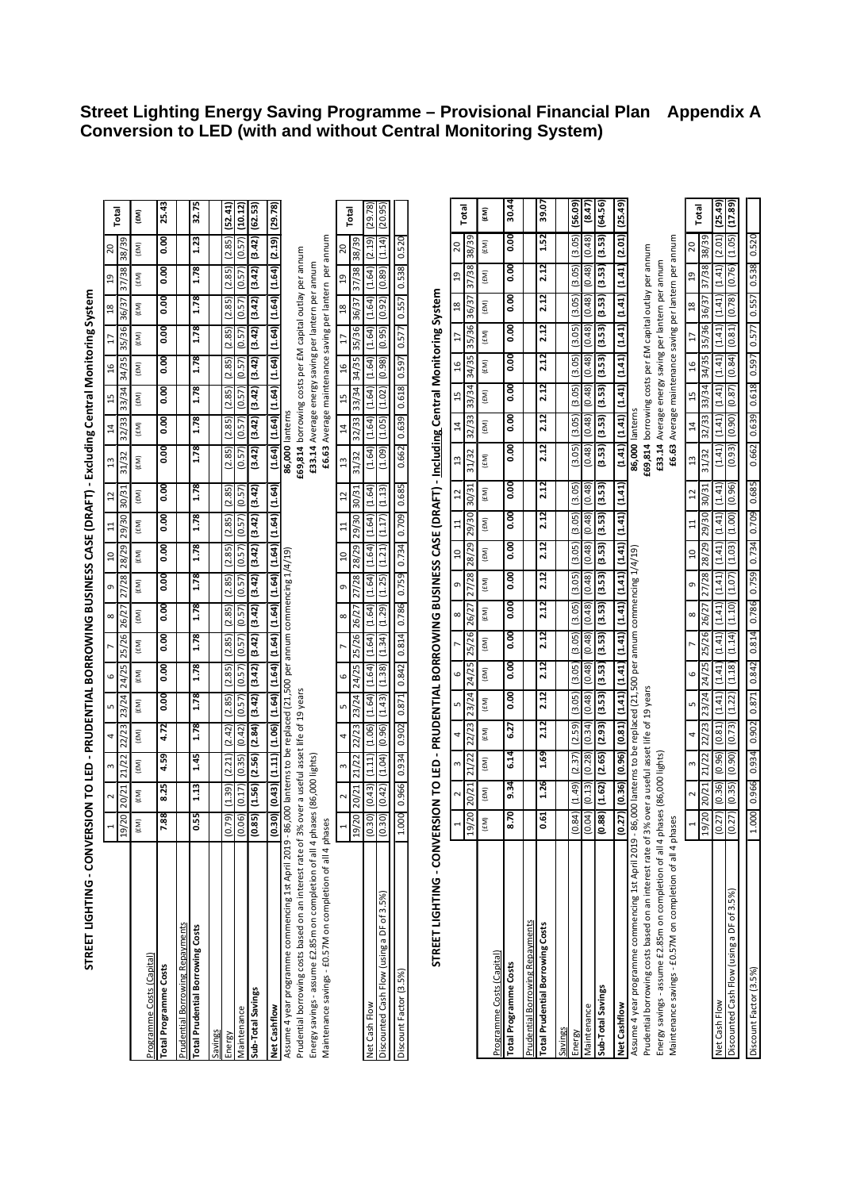# Street Lighting Energy Saving Programme – Provisional Financial Plan Appendix A
## Conversion to LED (with and without Central Monitoring System)

### STREET LIGHTING - CONVERSION TO LED - PRUDENTIAL BORROWING BUSINESS CASE (DRAFT) - Excluding Central Monitoring System

| | 1 | 2 | 3 | 4 | 5 | 6 | 7 | 8 | 9 | 10 | 11 | 12 | 13 | 14 | 15 | 16 | 17 | 18 | 19 | 20 | Total |
|---|---|---|---|---|---|---|---|---|---|---|---|---|---|---|---|---|---|---|---|---|---|
| | 19/20 | 20/21 | 21/22 | 22/23 | 23/24 | 24/25 | 25/26 | 26/27 | 27/28 | 28/29 | 29/30 | 30/31 | 31/32 | 32/33 | 33/34 | 34/35 | 35/36 | 36/37 | 37/38 | 38/39 | |
| | (£M) | (£M) | (£M) | (£M) | (£M) | (£M) | (£M) | (£M) | (£M) | (£M) | (£M) | (£M) | (£M) | (£M) | (£M) | (£M) | (£M) | (£M) | (£M) | (£M) | (£M) |
| Programme Costs (Capital) | | | | | | | | | | | | | | | | | | | | | |
| **Total Programme Costs** | 7.88 | 8.25 | 4.59 | 4.72 | 0.00 | 0.00 | 0.00 | 0.00 | 0.00 | 0.00 | 0.00 | 0.00 | 0.00 | 0.00 | 0.00 | 0.00 | 0.00 | 0.00 | 0.00 | 0.00 | 25.43 |
| Prudential Borrowing Repayments | | | | | | | | | | | | | | | | | | | | | |
| **Total Prudential Borrowing Costs** | 0.55 | 1.13 | 1.45 | 1.78 | 1.78 | 1.78 | 1.78 | 1.78 | 1.78 | 1.78 | 1.78 | 1.78 | 1.78 | 1.78 | 1.78 | 1.78 | 1.78 | 1.78 | 1.78 | 1.23 | 32.75 |
| Savings | | | | | | | | | | | | | | | | | | | | | |
| Energy | (0.79) | (1.39) | (2.21) | (2.42) | (2.85) | (2.85) | (2.85) | (2.85) | (2.85) | (2.85) | (2.85) | (2.85) | (2.85) | (2.85) | (2.85) | (2.85) | (2.85) | (2.85) | (2.85) | (2.85) | (52.41) |
| Maintenance | (0.06) | (0.17) | (0.35) | (0.42) | (0.57) | (0.57) | (0.57) | (0.57) | (0.57) | (0.57) | (0.57) | (0.57) | (0.57) | (0.57) | (0.57) | (0.57) | (0.57) | (0.57) | (0.57) | (0.57) | (10.12) |
| **Sub-Total Savings** | (0.85) | (1.56) | (2.56) | (2.84) | (3.42) | (3.42) | (3.42) | (3.42) | (3.42) | (3.42) | (3.42) | (3.42) | (3.42) | (3.42) | (3.42) | (3.42) | (3.42) | (3.42) | (3.42) | (3.42) | (62.53) |
| **Net Cashflow** | (0.30) | (0.43) | (1.11) | (1.06) | (1.64) | (1.64) | (1.64) | (1.64) | (1.64) | (1.64) | (1.64) | (1.64) | (1.64) | (1.64) | (1.64) | (1.64) | (1.64) | (1.64) | (1.64) | (2.19) | (29.78) |

Assume 4 year programme commencing 1st April 2019 - 86,000 lanterns to be replaced (21,500 per annum commencing 1/4/19)
Prudential borrowing costs based on an interest rate of 3% over a useful asset life of 19 years
Energy savings - assume £2.85m on completion of all 4 phases (86,000 lights)
Maintenance savings - £0.57M on completion of all 4 phases

86,000 lanterns
£69,814 borrowing costs per £M capital outlay per annum
£33.14 Average energy saving per lantern per annum
£6.63 Average maintenance saving per lantern per annum

| | 1 | 2 | 3 | 4 | 5 | 6 | 7 | 8 | 9 | 10 | 11 | 12 | 13 | 14 | 15 | 16 | 17 | 18 | 19 | 20 | Total |
|---|---|---|---|---|---|---|---|---|---|---|---|---|---|---|---|---|---|---|---|---|---|
| | 19/20 | 20/21 | 21/22 | 22/23 | 23/24 | 24/25 | 25/26 | 26/27 | 27/28 | 28/29 | 29/30 | 30/31 | 31/32 | 32/33 | 33/34 | 34/35 | 35/36 | 36/37 | 37/38 | 38/39 | |
| Net Cash Flow | (0.30) | (0.43) | (1.11) | (1.06) | (1.64) | (1.64) | (1.64) | (1.64) | (1.64) | (1.64) | (1.64) | (1.64) | (1.64) | (1.64) | (1.64) | (1.64) | (1.64) | (1.64) | (1.64) | (2.19) | (29.78) |
| Discounted Cash Flow (using a DF of 3.5%) | (0.30) | (0.42) | (1.04) | (0.96) | (1.43) | (1.38) | (1.34) | (1.29) | (1.25) | (1.21) | (1.17) | (1.13) | (1.09) | (1.05) | (1.02) | (0.98) | (0.95) | (0.92) | (0.89) | (1.14) | (20.95) |
| Discount Factor (3.5%) | 1.000 | 0.966 | 0.934 | 0.902 | 0.871 | 0.842 | 0.814 | 0.786 | 0.759 | 0.734 | 0.709 | 0.685 | 0.662 | 0.639 | 0.618 | 0.597 | 0.577 | 0.557 | 0.538 | 0.520 | |

### STREET LIGHTING - CONVERSION TO LED - PRUDENTIAL BORROWING BUSINESS CASE (DRAFT) - Including Central Monitoring System

| | 1 | 2 | 3 | 4 | 5 | 6 | 7 | 8 | 9 | 10 | 11 | 12 | 13 | 14 | 15 | 16 | 17 | 18 | 19 | 20 | Total |
|---|---|---|---|---|---|---|---|---|---|---|---|---|---|---|---|---|---|---|---|---|---|
| | 19/20 | 20/21 | 21/22 | 22/23 | 23/24 | 24/25 | 25/26 | 26/27 | 27/28 | 28/29 | 29/30 | 30/31 | 31/32 | 32/33 | 33/34 | 34/35 | 35/36 | 36/37 | 37/38 | 38/39 | |
| | (£M) | (£M) | (£M) | (£M) | (£M) | (£M) | (£M) | (£M) | (£M) | (£M) | (£M) | (£M) | (£M) | (£M) | (£M) | (£M) | (£M) | (£M) | (£M) | (£M) | (£M) |
| Programme Costs (Capital) | | | | | | | | | | | | | | | | | | | | | |
| **Total Programme Costs** | 8.70 | 9.34 | 6.14 | 6.27 | 0.00 | 0.00 | 0.00 | 0.00 | 0.00 | 0.00 | 0.00 | 0.00 | 0.00 | 0.00 | 0.00 | 0.00 | 0.00 | 0.00 | 0.00 | 0.00 | 30.44 |
| Prudential Borrowing Repayments | | | | | | | | | | | | | | | | | | | | | |
| **Total Prudential Borrowing Costs** | 0.61 | 1.26 | 1.69 | 2.12 | 2.12 | 2.12 | 2.12 | 2.12 | 2.12 | 2.12 | 2.12 | 2.12 | 2.12 | 2.12 | 2.12 | 2.12 | 2.12 | 2.12 | 2.12 | 1.52 | 39.07 |
| Savings | | | | | | | | | | | | | | | | | | | | | |
| Energy | (0.84) | (1.49) | (2.37) | (2.59) | (3.05) | (3.05) | (3.05) | (3.05) | (3.05) | (3.05) | (3.05) | (3.05) | (3.05) | (3.05) | (3.05) | (3.05) | (3.05) | (3.05) | (3.05) | (3.05) | (56.09) |
| Maintenance | (0.04) | (0.13) | (0.28) | (0.34) | (0.48) | (0.48) | (0.48) | (0.48) | (0.48) | (0.48) | (0.48) | (0.48) | (0.48) | (0.48) | (0.48) | (0.48) | (0.48) | (0.48) | (0.48) | (0.48) | (8.47) |
| **Sub-Total Savings** | (0.88) | (1.62) | (2.65) | (2.93) | (3.53) | (3.53) | (3.53) | (3.53) | (3.53) | (3.53) | (3.53) | (3.53) | (3.53) | (3.53) | (3.53) | (3.53) | (3.53) | (3.53) | (3.53) | (3.53) | (64.56) |
| **Net Cashflow** | (0.27) | (0.36) | (0.96) | (0.81) | (1.41) | (1.41) | (1.41) | (1.41) | (1.41) | (1.41) | (1.41) | (1.41) | (1.41) | (1.41) | (1.41) | (1.41) | (1.41) | (1.41) | (1.41) | (2.01) | (25.49) |

Assume 4 year programme commencing 1st April 2019 - 86,000 lanterns to be replaced (21,500 per annum commencing 1/4/19)
Prudential borrowing costs based on an interest rate of 3% over a useful asset life of 19 years
Energy savings - assume £2.85m on completion of all 4 phases (86,000 lights)
Maintenance savings - £0.57M on completion of all 4 phases

86,000 lanterns
£69,814 borrowing costs per £M capital outlay per annum
£33.14 Average energy saving per lantern per annum
£6.63 Average maintenance saving per lantern per annum

| | 1 | 2 | 3 | 4 | 5 | 6 | 7 | 8 | 9 | 10 | 11 | 12 | 13 | 14 | 15 | 16 | 17 | 18 | 19 | 20 | Total |
|---|---|---|---|---|---|---|---|---|---|---|---|---|---|---|---|---|---|---|---|---|---|
| | 19/20 | 20/21 | 21/22 | 22/23 | 23/24 | 24/25 | 25/26 | 26/27 | 27/28 | 28/29 | 29/30 | 30/31 | 31/32 | 32/33 | 33/34 | 34/35 | 35/36 | 36/37 | 37/38 | 38/39 | |
| Net Cash Flow | (0.27) | (0.36) | (0.96) | (0.81) | (1.41) | (1.41) | (1.41) | (1.41) | (1.41) | (1.41) | (1.41) | (1.41) | (1.41) | (1.41) | (1.41) | (1.41) | (1.41) | (1.41) | (1.41) | (2.01) | (25.49) |
| Discounted Cash Flow (using a DF of 3.5%) | (0.27) | (0.35) | (0.90) | (0.73) | (1.22) | (1.18) | (1.14) | (1.10) | (1.07) | (1.03) | (1.00) | (0.96) | (0.93) | (0.90) | (0.87) | (0.84) | (0.81) | (0.78) | (0.76) | (1.05) | (17.89) |
| Discount Factor (3.5%) | 1.000 | 0.966 | 0.934 | 0.902 | 0.871 | 0.842 | 0.814 | 0.786 | 0.759 | 0.734 | 0.709 | 0.685 | 0.662 | 0.639 | 0.618 | 0.597 | 0.577 | 0.557 | 0.538 | 0.520 | |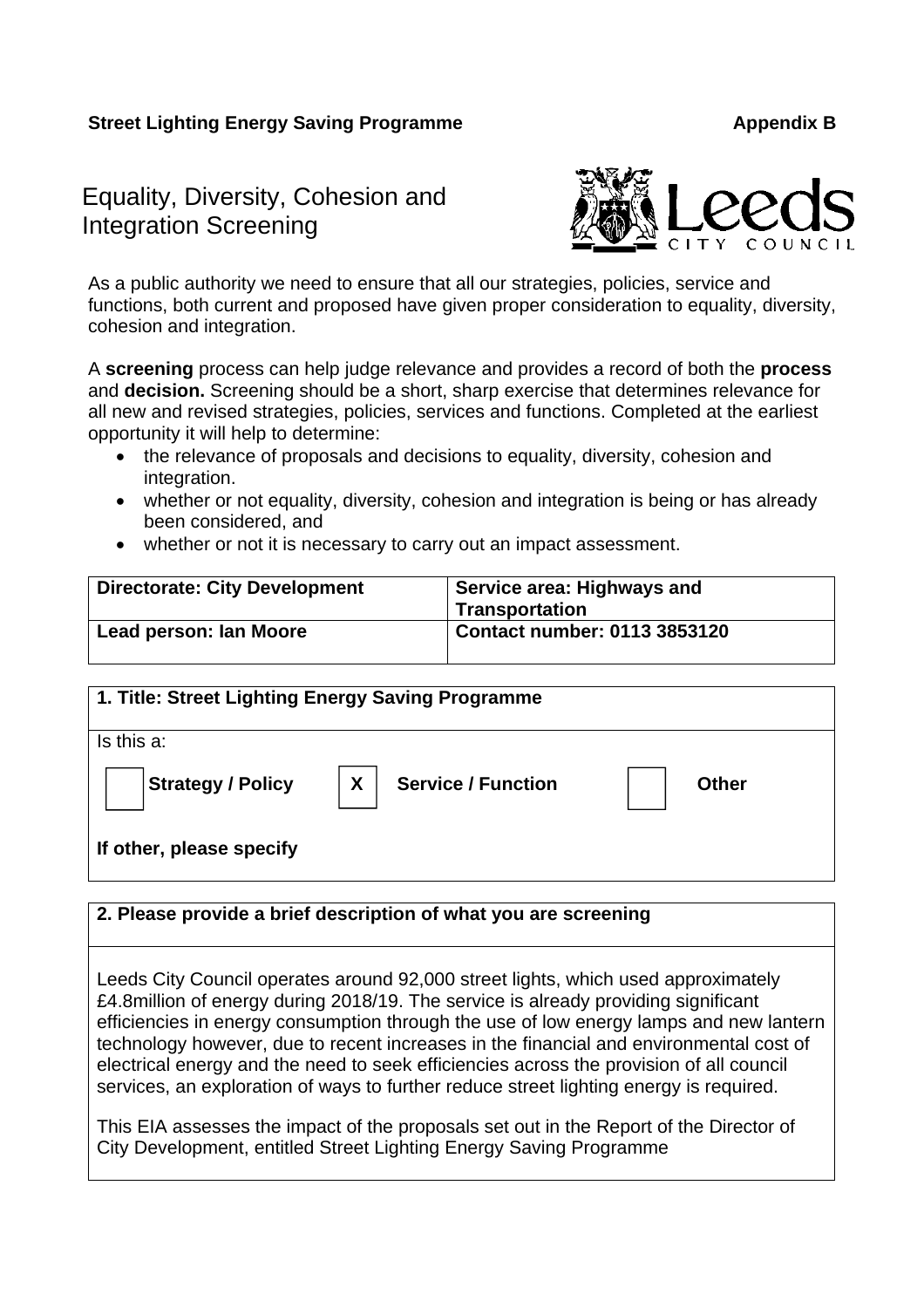**Street Lighting Energy Saving Programme** **Appendix B**

# Equality, Diversity, Cohesion and Integration Screening

As a public authority we need to ensure that all our strategies, policies, service and functions, both current and proposed have given proper consideration to equality, diversity, cohesion and integration.

A **screening** process can help judge relevance and provides a record of both the **process** and **decision.** Screening should be a short, sharp exercise that determines relevance for all new and revised strategies, policies, services and functions. Completed at the earliest opportunity it will help to determine:

- the relevance of proposals and decisions to equality, diversity, cohesion and integration.
- whether or not equality, diversity, cohesion and integration is being or has already been considered, and
- whether or not it is necessary to carry out an impact assessment.

| **Directorate: City Development** | **Service area: Highways and Transportation** |
|---|---|
| **Lead person: Ian Moore** | **Contact number: 0113 3853120** |

| **1. Title: Street Lighting Energy Saving Programme** | | | | | |
|---|---|---|---|---|---|
| Is this a: | | | | | |
| [ ] | **Strategy / Policy** | X | **Service / Function** | [ ] | **Other** |
| **If other, please specify** | | | | | |

| **2. Please provide a brief description of what you are screening** |
|---|
| Leeds City Council operates around 92,000 street lights, which used approximately £4.8million of energy during 2018/19. The service is already providing significant efficiencies in energy consumption through the use of low energy lamps and new lantern technology however, due to recent increases in the financial and environmental cost of electrical energy and the need to seek efficiencies across the provision of all council services, an exploration of ways to further reduce street lighting energy is required.<br><br>This EIA assesses the impact of the proposals set out in the Report of the Director of City Development, entitled Street Lighting Energy Saving Programme |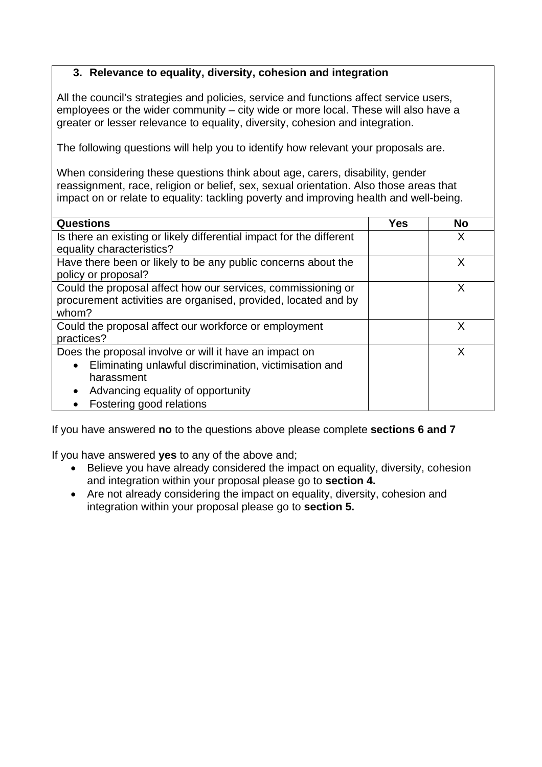### 3. Relevance to equality, diversity, cohesion and integration

All the council's strategies and policies, service and functions affect service users, employees or the wider community – city wide or more local. These will also have a greater or lesser relevance to equality, diversity, cohesion and integration.

The following questions will help you to identify how relevant your proposals are.

When considering these questions think about age, carers, disability, gender reassignment, race, religion or belief, sex, sexual orientation. Also those areas that impact on or relate to equality: tackling poverty and improving health and well-being.

| Questions | Yes | No |
|---|---|---|
| Is there an existing or likely differential impact for the different equality characteristics? | | X |
| Have there been or likely to be any public concerns about the policy or proposal? | | X |
| Could the proposal affect how our services, commissioning or procurement activities are organised, provided, located and by whom? | | X |
| Could the proposal affect our workforce or employment practices? | | X |
| Does the proposal involve or will it have an impact on<br>• Eliminating unlawful discrimination, victimisation and harassment<br>• Advancing equality of opportunity<br>• Fostering good relations | | X |

If you have answered **no** to the questions above please complete **sections 6 and 7**

If you have answered **yes** to any of the above and;

- Believe you have already considered the impact on equality, diversity, cohesion and integration within your proposal please go to **section 4.**
- Are not already considering the impact on equality, diversity, cohesion and integration within your proposal please go to **section 5.**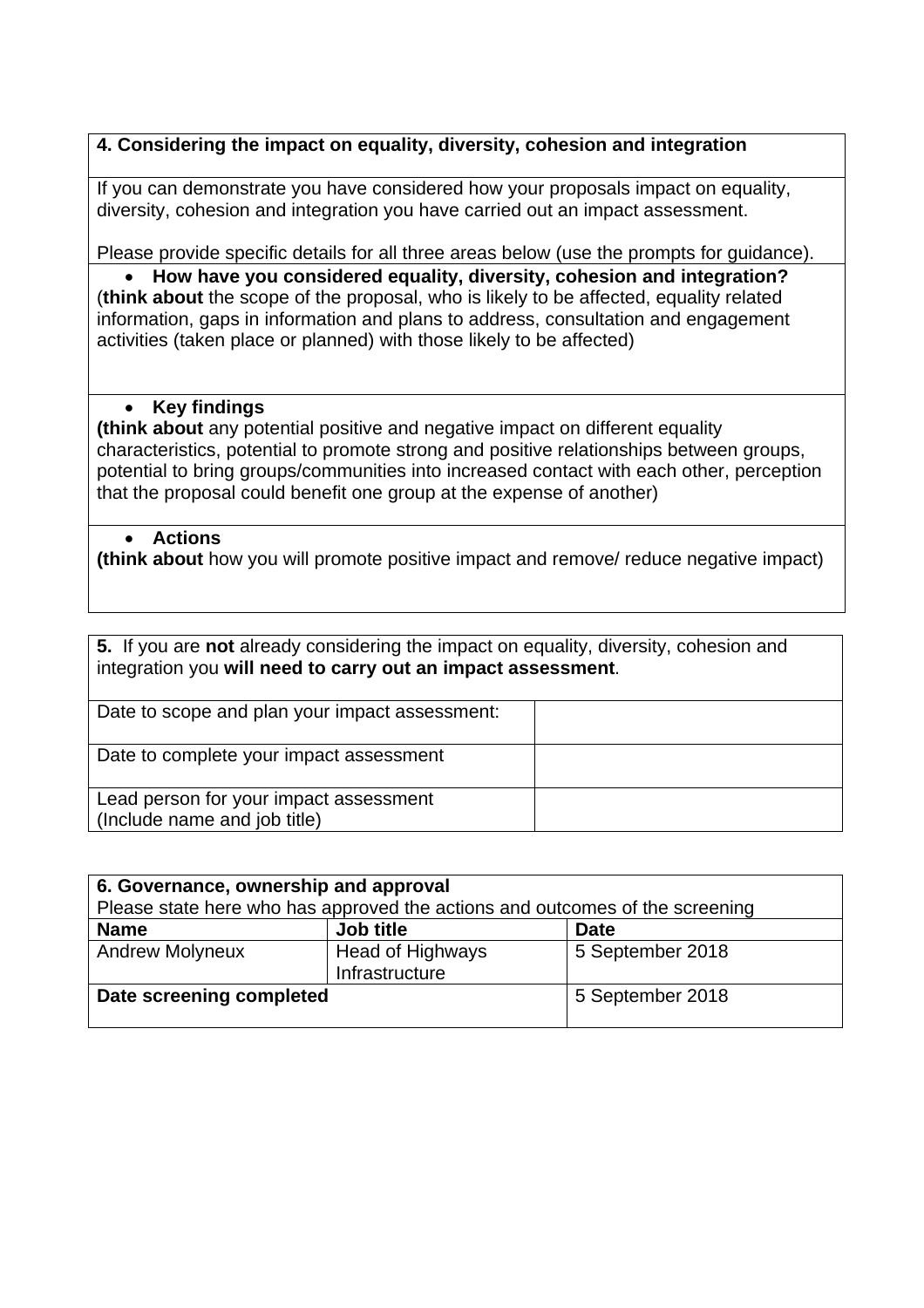**4. Considering the impact on equality, diversity, cohesion and integration**

If you can demonstrate you have considered how your proposals impact on equality, diversity, cohesion and integration you have carried out an impact assessment.

Please provide specific details for all three areas below (use the prompts for guidance).

- **How have you considered equality, diversity, cohesion and integration?**

(**think about** the scope of the proposal, who is likely to be affected, equality related information, gaps in information and plans to address, consultation and engagement activities (taken place or planned) with those likely to be affected)

- **Key findings**

**(think about** any potential positive and negative impact on different equality characteristics, potential to promote strong and positive relationships between groups, potential to bring groups/communities into increased contact with each other, perception that the proposal could benefit one group at the expense of another)

- **Actions**

**(think about** how you will promote positive impact and remove/ reduce negative impact)

**5.** If you are **not** already considering the impact on equality, diversity, cohesion and integration you **will need to carry out an impact assessment**.

| | |
|---|---|
| Date to scope and plan your impact assessment: | |
| Date to complete your impact assessment | |
| Lead person for your impact assessment (Include name and job title) | |

**6. Governance, ownership and approval**
Please state here who has approved the actions and outcomes of the screening

| **Name** | **Job title** | **Date** |
|---|---|---|
| Andrew Molyneux | Head of Highways Infrastructure | 5 September 2018 |
| **Date screening completed** | | 5 September 2018 |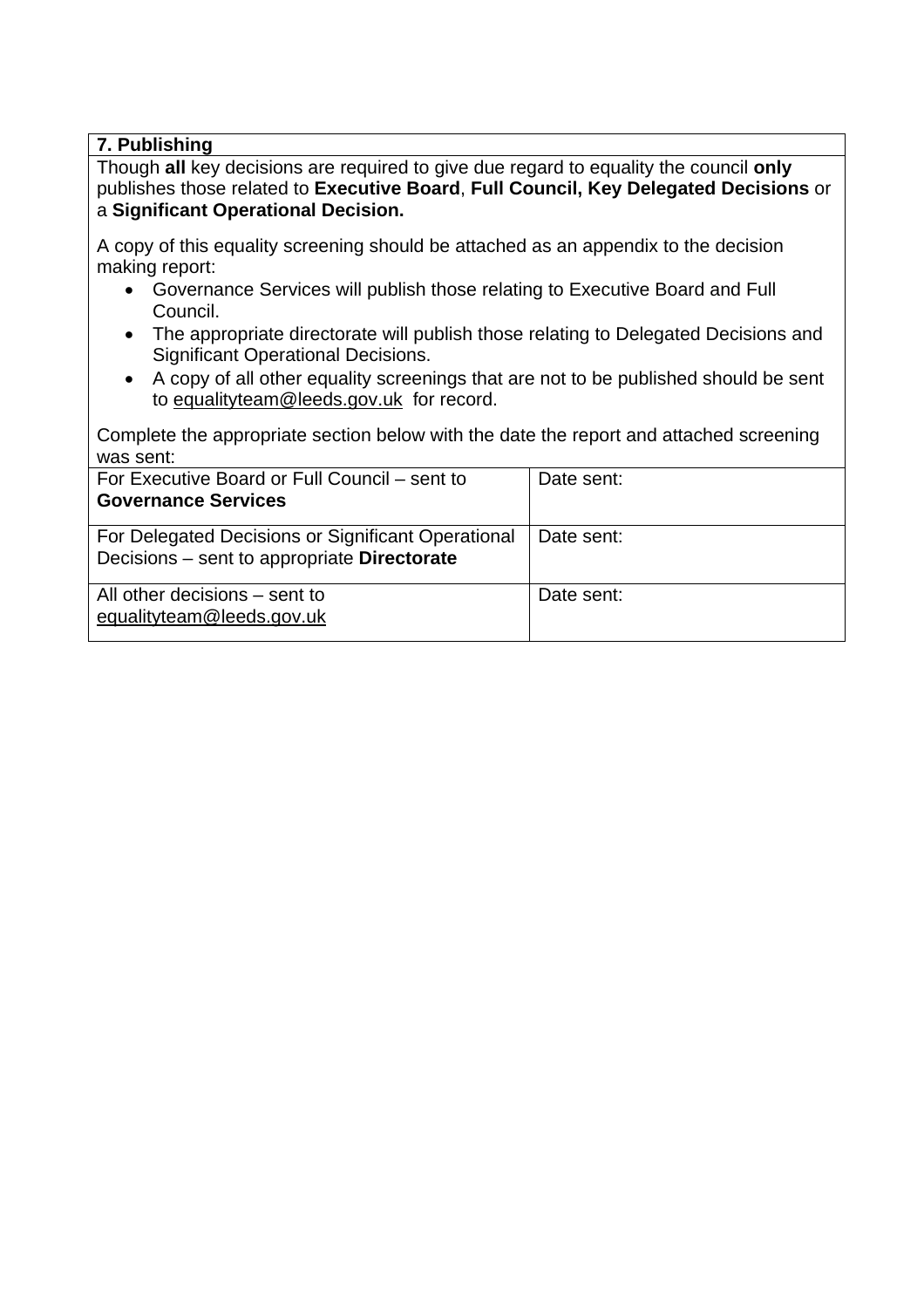## 7. Publishing

Though **all** key decisions are required to give due regard to equality the council **only** publishes those related to **Executive Board**, **Full Council, Key Delegated Decisions** or a **Significant Operational Decision.**

A copy of this equality screening should be attached as an appendix to the decision making report:

- Governance Services will publish those relating to Executive Board and Full Council.
- The appropriate directorate will publish those relating to Delegated Decisions and Significant Operational Decisions.
- A copy of all other equality screenings that are not to be published should be sent to equalityteam@leeds.gov.uk for record.

Complete the appropriate section below with the date the report and attached screening was sent:

| | |
|---|---|
| For Executive Board or Full Council – sent to **Governance Services** | Date sent: |
| For Delegated Decisions or Significant Operational Decisions – sent to appropriate **Directorate** | Date sent: |
| All other decisions – sent to equalityteam@leeds.gov.uk | Date sent: |